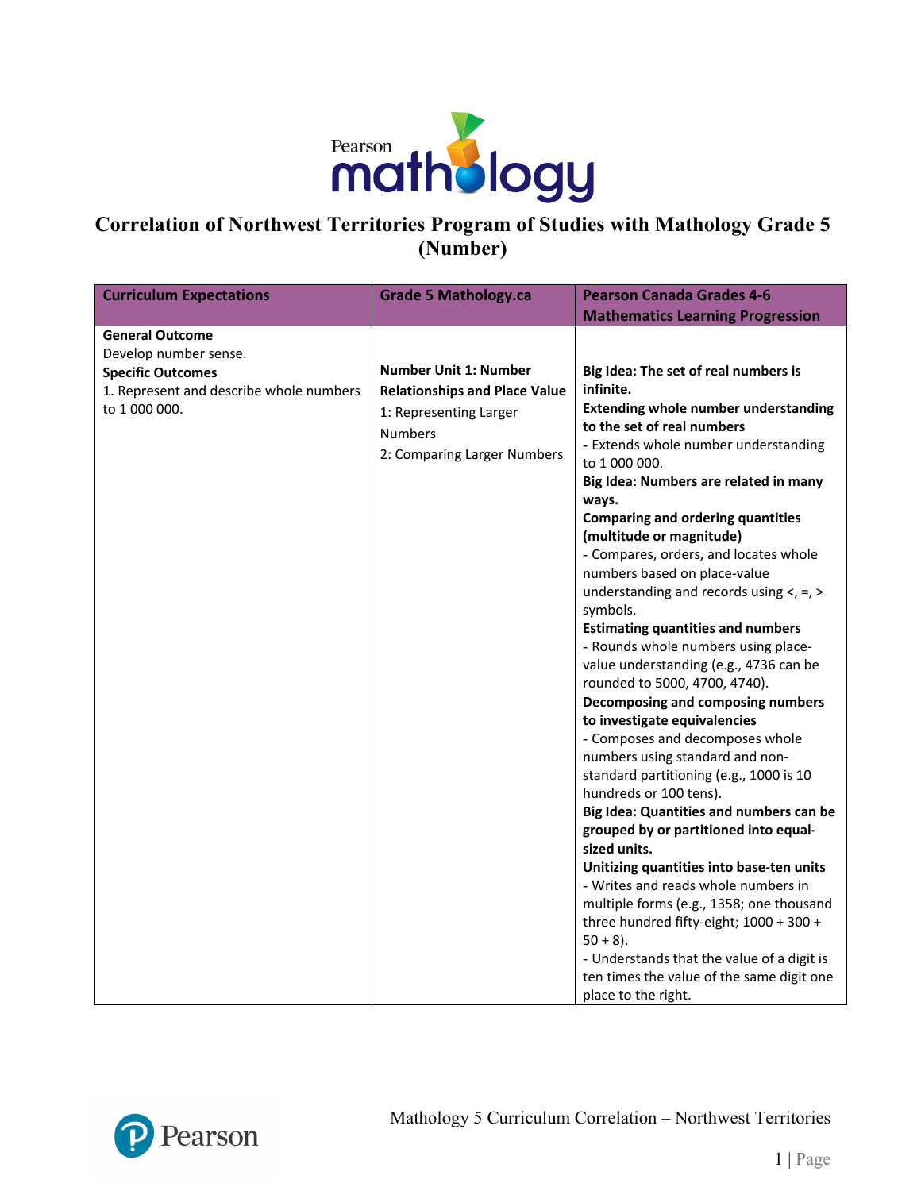# Correlation of Northwest Territories Program of Studies with Mathology Grade 5 (Number)

| Curriculum Expectations | Grade 5 Mathology.ca | Pearson Canada Grades 4-6 Mathematics Learning Progression |
|---|---|---|
| **General Outcome**<br>Develop number sense.<br>**Specific Outcomes**<br>1. Represent and describe whole numbers to 1 000 000. | **Number Unit 1: Number Relationships and Place Value**<br>1: Representing Larger Numbers<br>2: Comparing Larger Numbers | **Big Idea: The set of real numbers is infinite.**<br>**Extending whole number understanding to the set of real numbers**<br>- Extends whole number understanding to 1 000 000.<br>**Big Idea: Numbers are related in many ways.**<br>**Comparing and ordering quantities (multitude or magnitude)**<br>- Compares, orders, and locates whole numbers based on place-value understanding and records using <, =, > symbols.<br>**Estimating quantities and numbers**<br>- Rounds whole numbers using place-value understanding (e.g., 4736 can be rounded to 5000, 4700, 4740).<br>**Decomposing and composing numbers to investigate equivalencies**<br>- Composes and decomposes whole numbers using standard and non-standard partitioning (e.g., 1000 is 10 hundreds or 100 tens).<br>**Big Idea: Quantities and numbers can be grouped by or partitioned into equal-sized units.**<br>**Unitizing quantities into base-ten units**<br>- Writes and reads whole numbers in multiple forms (e.g., 1358; one thousand three hundred fifty-eight; 1000 + 300 + 50 + 8).<br>- Understands that the value of a digit is ten times the value of the same digit one place to the right. |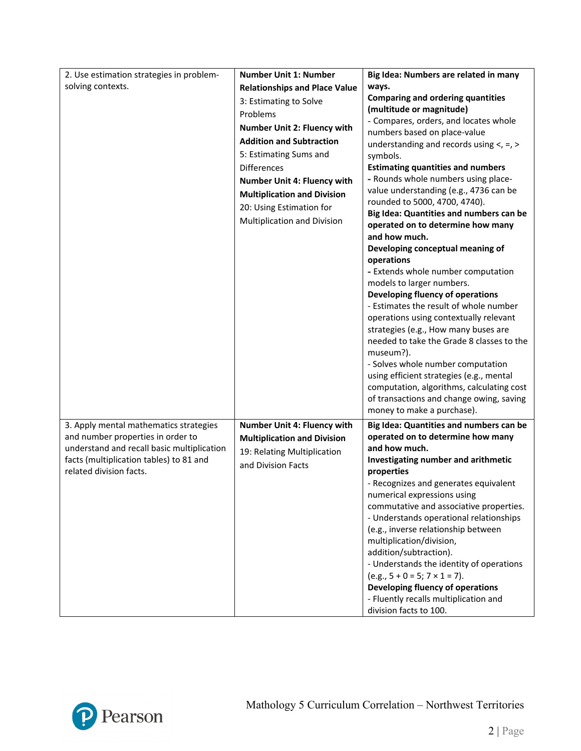| | | |
|---|---|---|
| 2. Use estimation strategies in problem-solving contexts. | **Number Unit 1: Number Relationships and Place Value**<br>3: Estimating to Solve Problems<br>**Number Unit 2: Fluency with Addition and Subtraction**<br>5: Estimating Sums and Differences<br>**Number Unit 4: Fluency with Multiplication and Division**<br>20: Using Estimation for Multiplication and Division | **Big Idea: Numbers are related in many ways.**<br>**Comparing and ordering quantities (multitude or magnitude)**<br>- Compares, orders, and locates whole numbers based on place-value understanding and records using <, =, > symbols.<br>**Estimating quantities and numbers**<br>**-** Rounds whole numbers using place-value understanding (e.g., 4736 can be rounded to 5000, 4700, 4740).<br>**Big Idea: Quantities and numbers can be operated on to determine how many and how much.**<br>**Developing conceptual meaning of operations**<br>**-** Extends whole number computation models to larger numbers.<br>**Developing fluency of operations**<br>- Estimates the result of whole number operations using contextually relevant strategies (e.g., How many buses are needed to take the Grade 8 classes to the museum?).<br>- Solves whole number computation using efficient strategies (e.g., mental computation, algorithms, calculating cost of transactions and change owing, saving money to make a purchase). |
| 3. Apply mental mathematics strategies and number properties in order to understand and recall basic multiplication facts (multiplication tables) to 81 and related division facts. | **Number Unit 4: Fluency with Multiplication and Division**<br>19: Relating Multiplication and Division Facts | **Big Idea: Quantities and numbers can be operated on to determine how many and how much.**<br>**Investigating number and arithmetic properties**<br>- Recognizes and generates equivalent numerical expressions using commutative and associative properties.<br>- Understands operational relationships (e.g., inverse relationship between multiplication/division, addition/subtraction).<br>- Understands the identity of operations (e.g., 5 + 0 = 5; 7 × 1 = 7).<br>**Developing fluency of operations**<br>- Fluently recalls multiplication and division facts to 100. |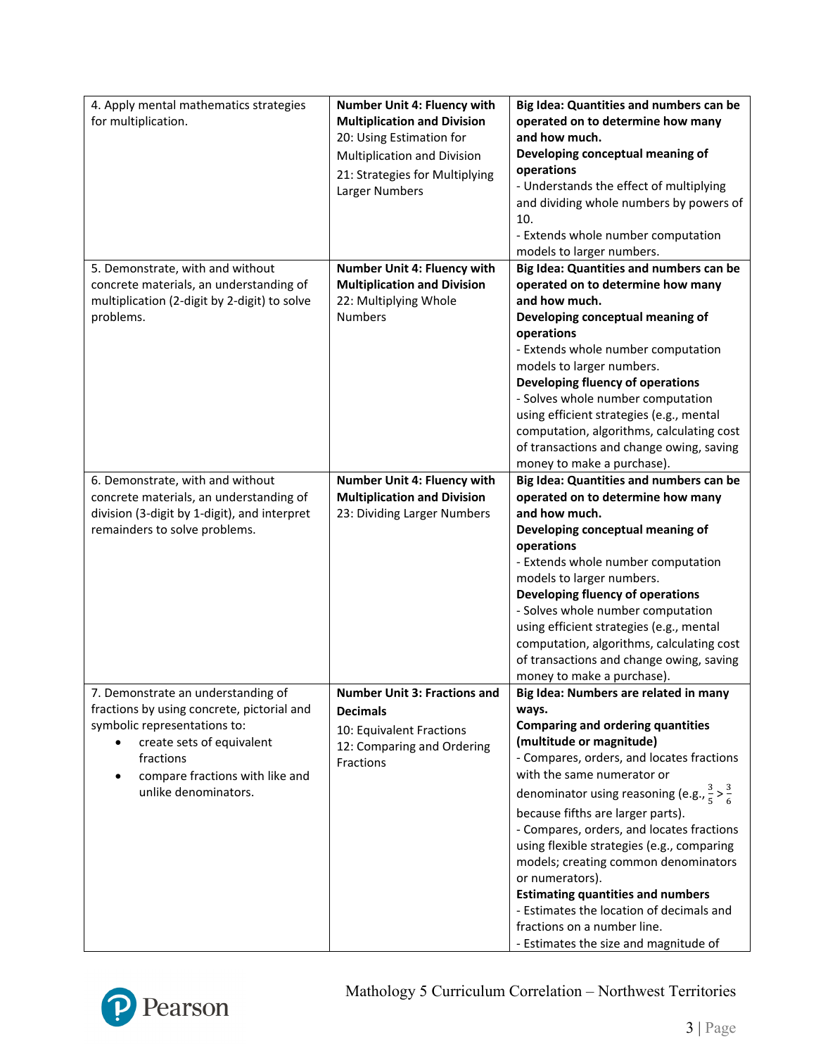| | | |
|---|---|---|
| 4. Apply mental mathematics strategies for multiplication. | **Number Unit 4: Fluency with Multiplication and Division**<br>20: Using Estimation for Multiplication and Division<br>21: Strategies for Multiplying Larger Numbers | **Big Idea: Quantities and numbers can be operated on to determine how many and how much.**<br>**Developing conceptual meaning of operations**<br>- Understands the effect of multiplying and dividing whole numbers by powers of 10.<br>- Extends whole number computation models to larger numbers. |
| 5. Demonstrate, with and without concrete materials, an understanding of multiplication (2-digit by 2-digit) to solve problems. | **Number Unit 4: Fluency with Multiplication and Division**<br>22: Multiplying Whole Numbers | **Big Idea: Quantities and numbers can be operated on to determine how many and how much.**<br>**Developing conceptual meaning of operations**<br>- Extends whole number computation models to larger numbers.<br>**Developing fluency of operations**<br>- Solves whole number computation using efficient strategies (e.g., mental computation, algorithms, calculating cost of transactions and change owing, saving money to make a purchase). |
| 6. Demonstrate, with and without concrete materials, an understanding of division (3-digit by 1-digit), and interpret remainders to solve problems. | **Number Unit 4: Fluency with Multiplication and Division**<br>23: Dividing Larger Numbers | **Big Idea: Quantities and numbers can be operated on to determine how many and how much.**<br>**Developing conceptual meaning of operations**<br>- Extends whole number computation models to larger numbers.<br>**Developing fluency of operations**<br>- Solves whole number computation using efficient strategies (e.g., mental computation, algorithms, calculating cost of transactions and change owing, saving money to make a purchase). |
| 7. Demonstrate an understanding of fractions by using concrete, pictorial and symbolic representations to:<br>• create sets of equivalent fractions<br>• compare fractions with like and unlike denominators. | **Number Unit 3: Fractions and Decimals**<br>10: Equivalent Fractions<br>12: Comparing and Ordering Fractions | **Big Idea: Numbers are related in many ways.**<br>**Comparing and ordering quantities (multitude or magnitude)**<br>- Compares, orders, and locates fractions with the same numerator or denominator using reasoning (e.g., $\frac{3}{5} > \frac{3}{6}$ because fifths are larger parts).<br>- Compares, orders, and locates fractions using flexible strategies (e.g., comparing models; creating common denominators or numerators).<br>**Estimating quantities and numbers**<br>- Estimates the location of decimals and fractions on a number line.<br>- Estimates the size and magnitude of |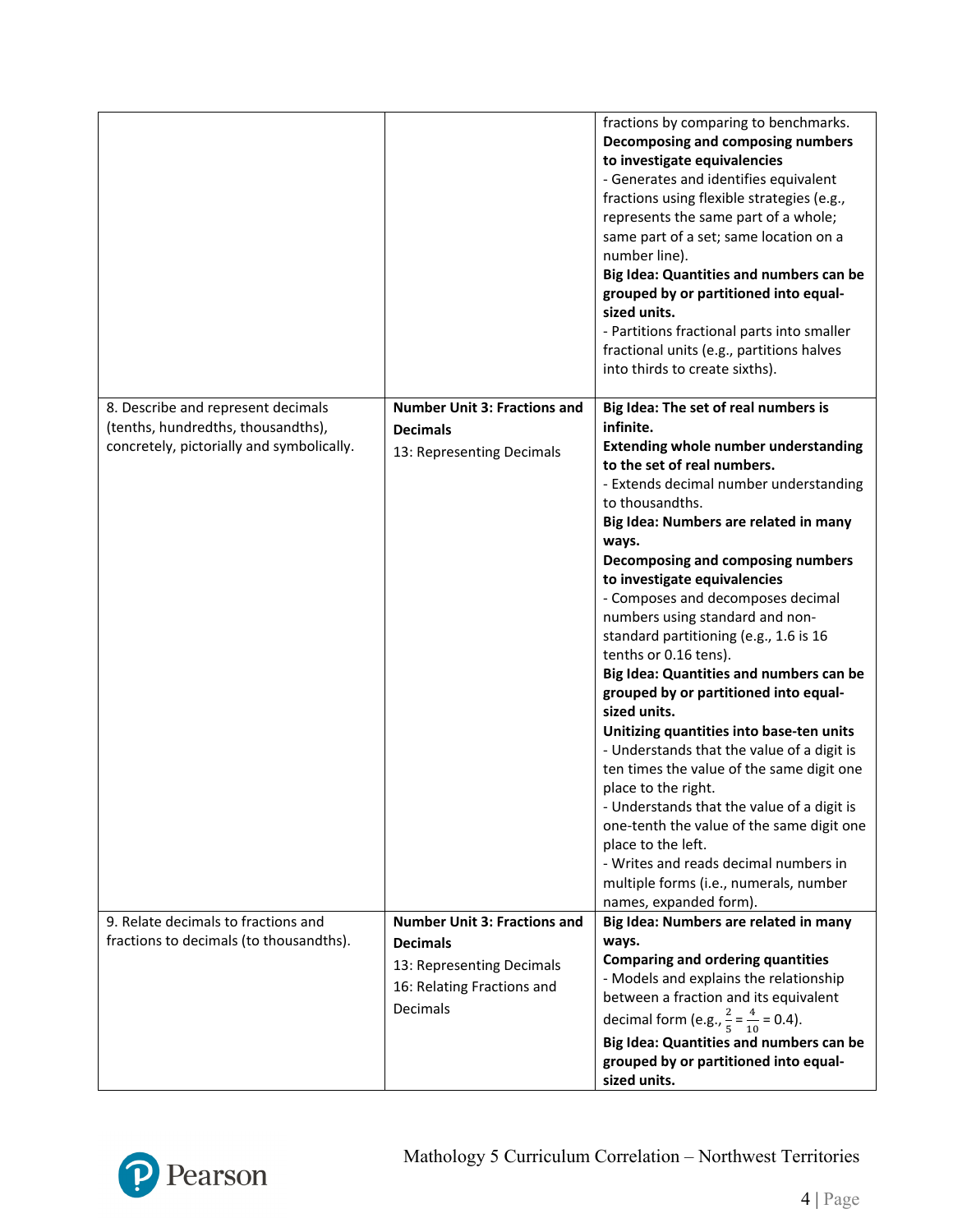| | | |
|---|---|---|
| | | fractions by comparing to benchmarks.<br>**Decomposing and composing numbers to investigate equivalencies**<br>- Generates and identifies equivalent fractions using flexible strategies (e.g., represents the same part of a whole; same part of a set; same location on a number line).<br>**Big Idea: Quantities and numbers can be grouped by or partitioned into equal-sized units.**<br>- Partitions fractional parts into smaller fractional units (e.g., partitions halves into thirds to create sixths). |
| 8. Describe and represent decimals (tenths, hundredths, thousandths), concretely, pictorially and symbolically. | **Number Unit 3: Fractions and Decimals**<br>13: Representing Decimals | **Big Idea: The set of real numbers is infinite.**<br>**Extending whole number understanding to the set of real numbers.**<br>- Extends decimal number understanding to thousandths.<br>**Big Idea: Numbers are related in many ways.**<br>**Decomposing and composing numbers to investigate equivalencies**<br>- Composes and decomposes decimal numbers using standard and non-standard partitioning (e.g., 1.6 is 16 tenths or 0.16 tens).<br>**Big Idea: Quantities and numbers can be grouped by or partitioned into equal-sized units.**<br>**Unitizing quantities into base-ten units**<br>- Understands that the value of a digit is ten times the value of the same digit one place to the right.<br>- Understands that the value of a digit is one-tenth the value of the same digit one place to the left.<br>- Writes and reads decimal numbers in multiple forms (i.e., numerals, number names, expanded form). |
| 9. Relate decimals to fractions and fractions to decimals (to thousandths). | **Number Unit 3: Fractions and Decimals**<br>13: Representing Decimals<br>16: Relating Fractions and Decimals | **Big Idea: Numbers are related in many ways.**<br>**Comparing and ordering quantities**<br>- Models and explains the relationship between a fraction and its equivalent decimal form (e.g., $\frac{2}{5} = \frac{4}{10} = 0.4$).<br>**Big Idea: Quantities and numbers can be grouped by or partitioned into equal-sized units.** |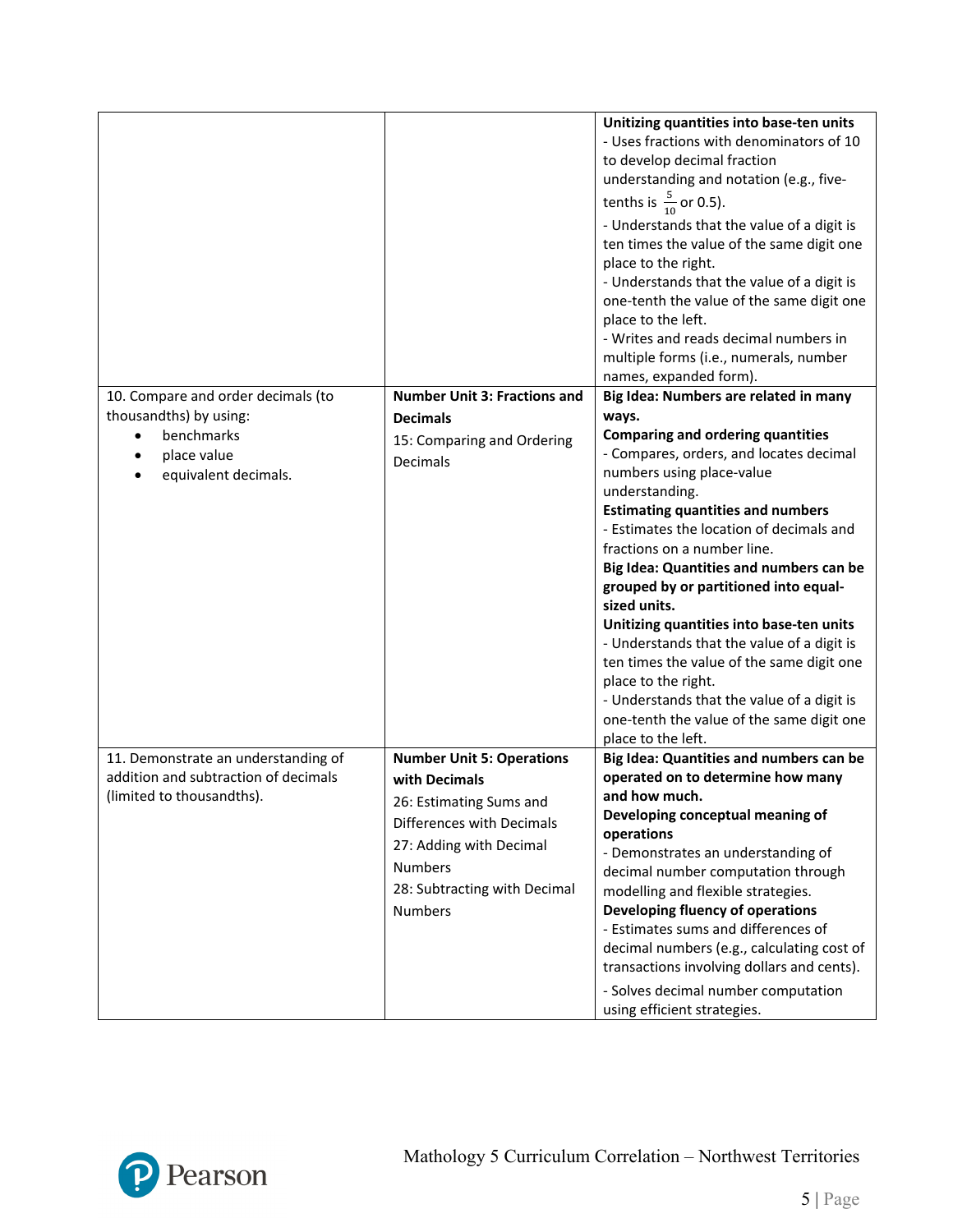| | | |
|---|---|---|
| | | **Unitizing quantities into base-ten units**<br>- Uses fractions with denominators of 10 to develop decimal fraction understanding and notation (e.g., five-tenths is $\frac{5}{10}$ or 0.5).<br>- Understands that the value of a digit is ten times the value of the same digit one place to the right.<br>- Understands that the value of a digit is one-tenth the value of the same digit one place to the left.<br>- Writes and reads decimal numbers in multiple forms (i.e., numerals, number names, expanded form). |
| 10. Compare and order decimals (to thousandths) by using:<br>• benchmarks<br>• place value<br>• equivalent decimals. | **Number Unit 3: Fractions and Decimals**<br>15: Comparing and Ordering Decimals | **Big Idea: Numbers are related in many ways.**<br>**Comparing and ordering quantities**<br>- Compares, orders, and locates decimal numbers using place-value understanding.<br>**Estimating quantities and numbers**<br>- Estimates the location of decimals and fractions on a number line.<br>**Big Idea: Quantities and numbers can be grouped by or partitioned into equal-sized units.**<br>**Unitizing quantities into base-ten units**<br>- Understands that the value of a digit is ten times the value of the same digit one place to the right.<br>- Understands that the value of a digit is one-tenth the value of the same digit one place to the left. |
| 11. Demonstrate an understanding of addition and subtraction of decimals (limited to thousandths). | **Number Unit 5: Operations with Decimals**<br>26: Estimating Sums and Differences with Decimals<br>27: Adding with Decimal Numbers<br>28: Subtracting with Decimal Numbers | **Big Idea: Quantities and numbers can be operated on to determine how many and how much.**<br>**Developing conceptual meaning of operations**<br>- Demonstrates an understanding of decimal number computation through modelling and flexible strategies.<br>**Developing fluency of operations**<br>- Estimates sums and differences of decimal numbers (e.g., calculating cost of transactions involving dollars and cents).<br>- Solves decimal number computation using efficient strategies. |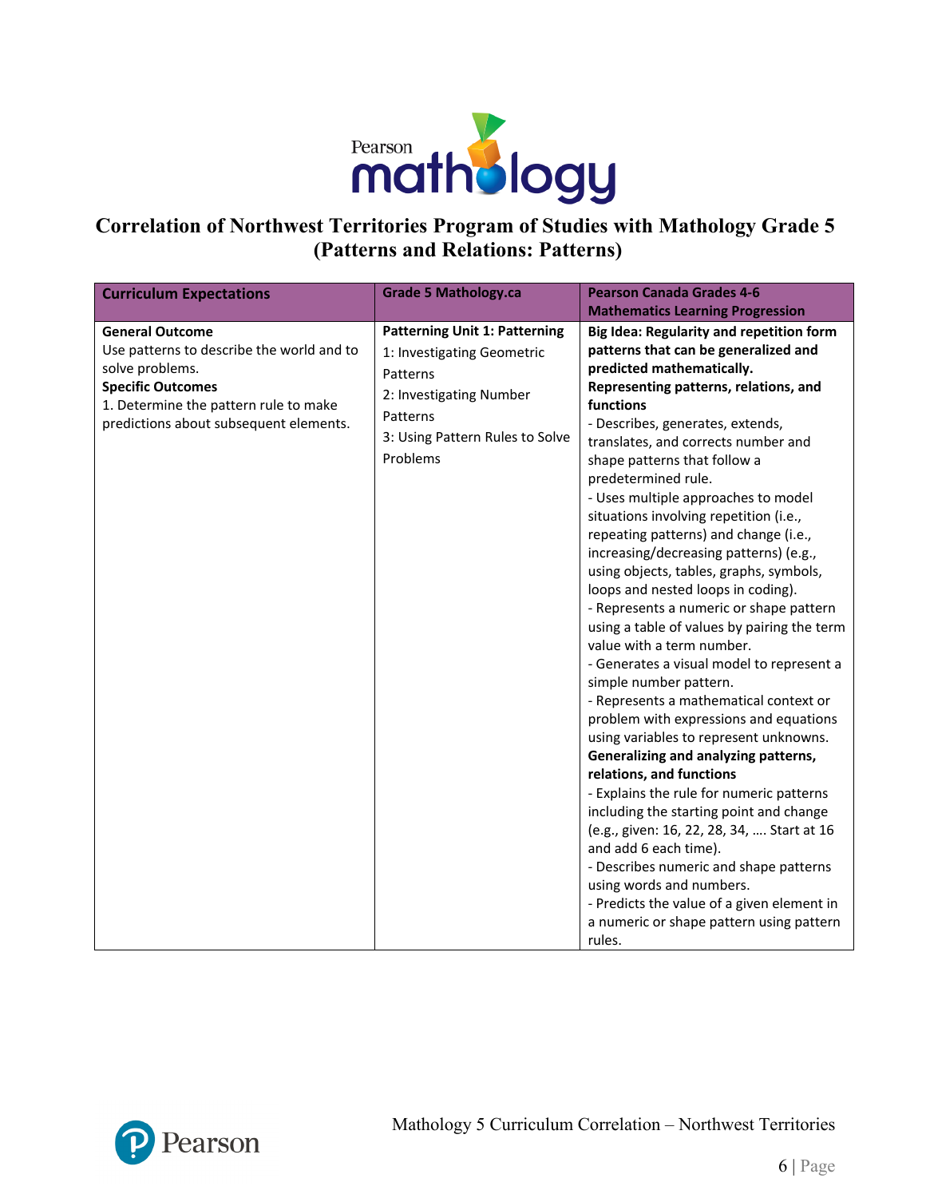# Correlation of Northwest Territories Program of Studies with Mathology Grade 5 (Patterns and Relations: Patterns)

| Curriculum Expectations | Grade 5 Mathology.ca | Pearson Canada Grades 4-6 Mathematics Learning Progression |
|---|---|---|
| **General Outcome**<br>Use patterns to describe the world and to solve problems.<br>**Specific Outcomes**<br>1. Determine the pattern rule to make predictions about subsequent elements. | **Patterning Unit 1: Patterning**<br>1: Investigating Geometric Patterns<br>2: Investigating Number Patterns<br>3: Using Pattern Rules to Solve Problems | **Big Idea: Regularity and repetition form patterns that can be generalized and predicted mathematically.**<br>**Representing patterns, relations, and functions**<br>- Describes, generates, extends, translates, and corrects number and shape patterns that follow a predetermined rule.<br>- Uses multiple approaches to model situations involving repetition (i.e., repeating patterns) and change (i.e., increasing/decreasing patterns) (e.g., using objects, tables, graphs, symbols, loops and nested loops in coding).<br>- Represents a numeric or shape pattern using a table of values by pairing the term value with a term number.<br>- Generates a visual model to represent a simple number pattern.<br>- Represents a mathematical context or problem with expressions and equations using variables to represent unknowns.<br>**Generalizing and analyzing patterns, relations, and functions**<br>- Explains the rule for numeric patterns including the starting point and change (e.g., given: 16, 22, 28, 34, …. Start at 16 and add 6 each time).<br>- Describes numeric and shape patterns using words and numbers.<br>- Predicts the value of a given element in a numeric or shape pattern using pattern rules. |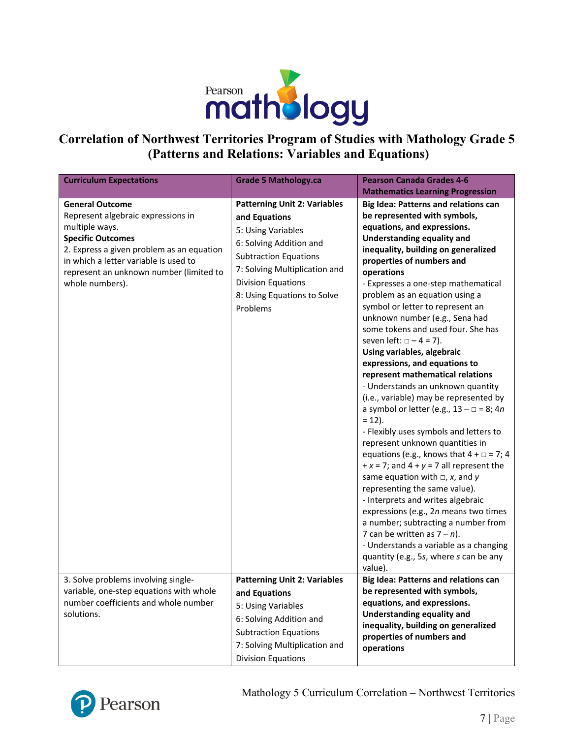# Correlation of Northwest Territories Program of Studies with Mathology Grade 5 (Patterns and Relations: Variables and Equations)

| Curriculum Expectations | Grade 5 Mathology.ca | Pearson Canada Grades 4-6 Mathematics Learning Progression |
|---|---|---|
| **General Outcome**<br>Represent algebraic expressions in multiple ways.<br>**Specific Outcomes**<br>2. Express a given problem as an equation in which a letter variable is used to represent an unknown number (limited to whole numbers). | **Patterning Unit 2: Variables and Equations**<br>5: Using Variables<br>6: Solving Addition and Subtraction Equations<br>7: Solving Multiplication and Division Equations<br>8: Using Equations to Solve Problems | **Big Idea: Patterns and relations can be represented with symbols, equations, and expressions.**<br>**Understanding equality and inequality, building on generalized properties of numbers and operations**<br>- Expresses a one-step mathematical problem as an equation using a symbol or letter to represent an unknown number (e.g., Sena had some tokens and used four. She has seven left: □ – 4 = 7).<br>**Using variables, algebraic expressions, and equations to represent mathematical relations**<br>- Understands an unknown quantity (i.e., variable) may be represented by a symbol or letter (e.g., 13 – □ = 8; $4n = 12$).<br>- Flexibly uses symbols and letters to represent unknown quantities in equations (e.g., knows that 4 + □ = 7; $4 + x = 7$; and $4 + y = 7$ all represent the same equation with □, $x$, and $y$ representing the same value).<br>- Interprets and writes algebraic expressions (e.g., $2n$ means two times a number; subtracting a number from 7 can be written as $7 – n$).<br>- Understands a variable as a changing quantity (e.g., $5s$, where $s$ can be any value). |
| 3. Solve problems involving single-variable, one-step equations with whole number coefficients and whole number solutions. | **Patterning Unit 2: Variables and Equations**<br>5: Using Variables<br>6: Solving Addition and Subtraction Equations<br>7: Solving Multiplication and Division Equations | **Big Idea: Patterns and relations can be represented with symbols, equations, and expressions.**<br>**Understanding equality and inequality, building on generalized properties of numbers and operations** |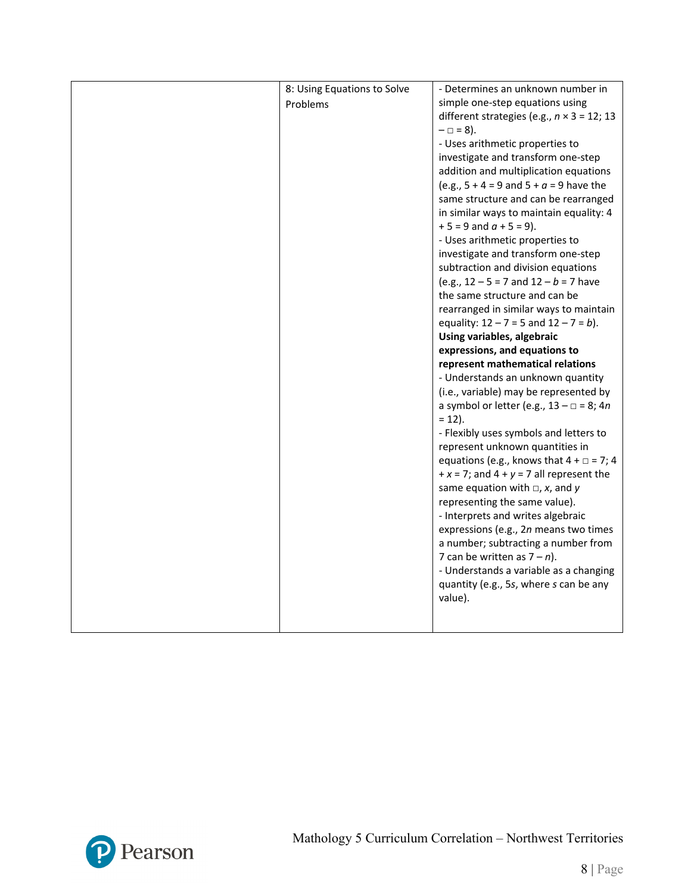| | | |
|---|---|---|
| | 8: Using Equations to Solve Problems | - Determines an unknown number in simple one-step equations using different strategies (e.g., $n \times 3 = 12$; $13 - \square = 8$).<br>- Uses arithmetic properties to investigate and transform one-step addition and multiplication equations (e.g., $5 + 4 = 9$ and $5 + a = 9$ have the same structure and can be rearranged in similar ways to maintain equality: $4 + 5 = 9$ and $a + 5 = 9$).<br>- Uses arithmetic properties to investigate and transform one-step subtraction and division equations (e.g., $12 - 5 = 7$ and $12 - b = 7$ have the same structure and can be rearranged in similar ways to maintain equality: $12 - 7 = 5$ and $12 - 7 = b$).<br>**Using variables, algebraic expressions, and equations to represent mathematical relations**<br>- Understands an unknown quantity (i.e., variable) may be represented by a symbol or letter (e.g., $13 - \square = 8$; $4n = 12$).<br>- Flexibly uses symbols and letters to represent unknown quantities in equations (e.g., knows that $4 + \square = 7$; $4 + x = 7$; and $4 + y = 7$ all represent the same equation with $\square$, $x$, and $y$ representing the same value).<br>- Interprets and writes algebraic expressions (e.g., $2n$ means two times a number; subtracting a number from 7 can be written as $7 - n$).<br>- Understands a variable as a changing quantity (e.g., $5s$, where $s$ can be any value). |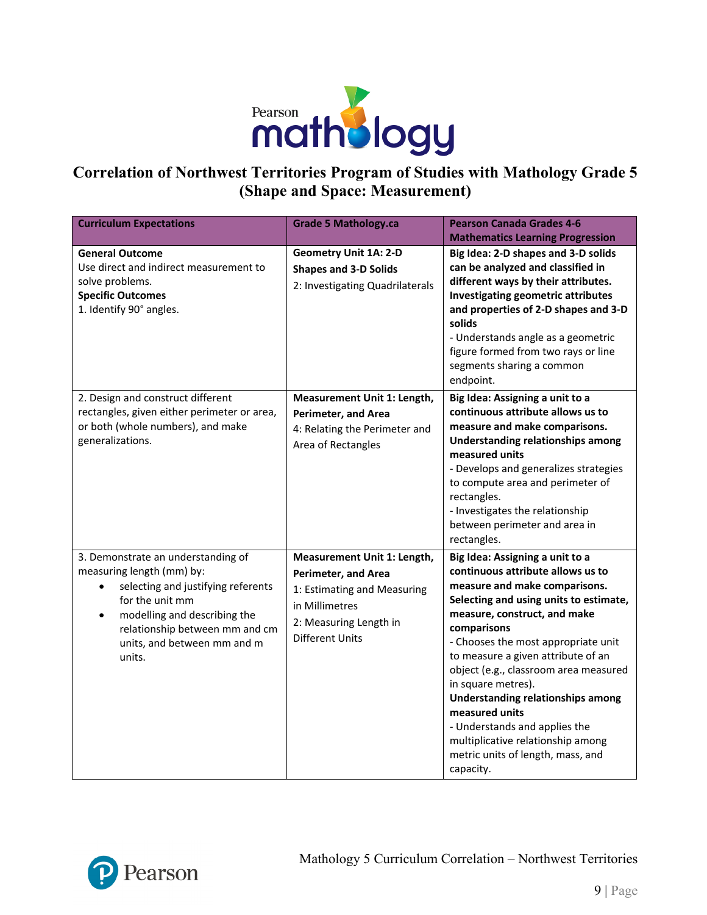# Correlation of Northwest Territories Program of Studies with Mathology Grade 5 (Shape and Space: Measurement)

| Curriculum Expectations | Grade 5 Mathology.ca | Pearson Canada Grades 4-6 Mathematics Learning Progression |
|---|---|---|
| **General Outcome**<br>Use direct and indirect measurement to solve problems.<br>**Specific Outcomes**<br>1. Identify 90° angles. | **Geometry Unit 1A: 2-D Shapes and 3-D Solids**<br>2: Investigating Quadrilaterals | **Big Idea: 2-D shapes and 3-D solids can be analyzed and classified in different ways by their attributes.**<br>**Investigating geometric attributes and properties of 2-D shapes and 3-D solids**<br>- Understands angle as a geometric figure formed from two rays or line segments sharing a common endpoint. |
| 2. Design and construct different rectangles, given either perimeter or area, or both (whole numbers), and make generalizations. | **Measurement Unit 1: Length, Perimeter, and Area**<br>4: Relating the Perimeter and Area of Rectangles | **Big Idea: Assigning a unit to a continuous attribute allows us to measure and make comparisons.**<br>**Understanding relationships among measured units**<br>- Develops and generalizes strategies to compute area and perimeter of rectangles.<br>- Investigates the relationship between perimeter and area in rectangles. |
| 3. Demonstrate an understanding of measuring length (mm) by:<br>• selecting and justifying referents for the unit mm<br>• modelling and describing the relationship between mm and cm units, and between mm and m units. | **Measurement Unit 1: Length, Perimeter, and Area**<br>1: Estimating and Measuring in Millimetres<br>2: Measuring Length in Different Units | **Big Idea: Assigning a unit to a continuous attribute allows us to measure and make comparisons.**<br>**Selecting and using units to estimate, measure, construct, and make comparisons**<br>- Chooses the most appropriate unit to measure a given attribute of an object (e.g., classroom area measured in square metres).<br>**Understanding relationships among measured units**<br>- Understands and applies the multiplicative relationship among metric units of length, mass, and capacity. |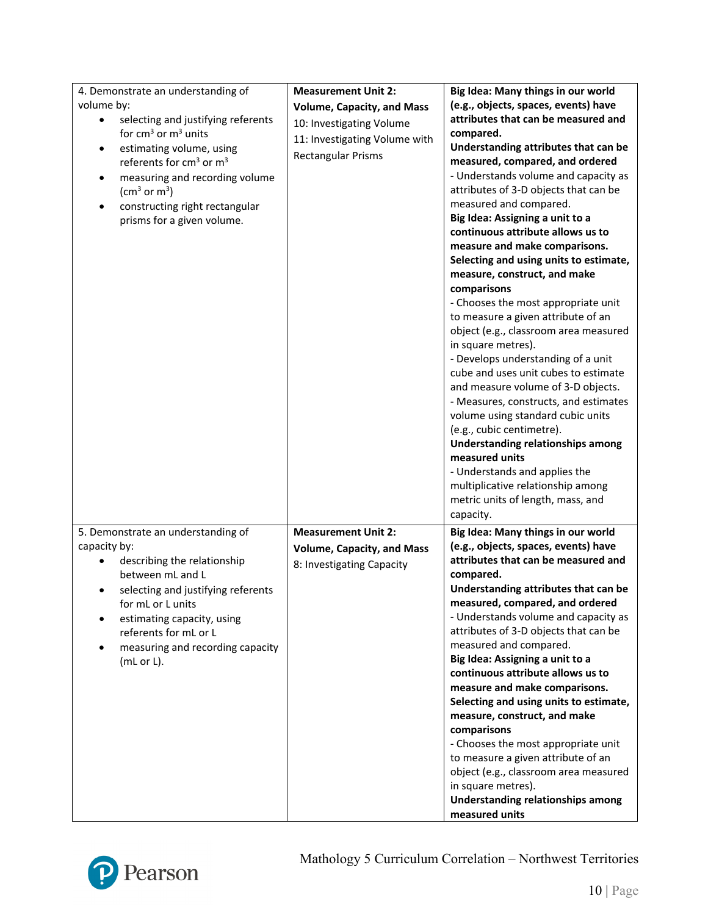| | | |
|---|---|---|
| 4. Demonstrate an understanding of volume by:<br>• selecting and justifying referents for $cm^3$ or $m^3$ units<br>• estimating volume, using referents for $cm^3$ or $m^3$<br>• measuring and recording volume ($cm^3$ or $m^3$)<br>• constructing right rectangular prisms for a given volume. | **Measurement Unit 2: Volume, Capacity, and Mass**<br>10: Investigating Volume<br>11: Investigating Volume with Rectangular Prisms | **Big Idea: Many things in our world (e.g., objects, spaces, events) have attributes that can be measured and compared.**<br>**Understanding attributes that can be measured, compared, and ordered**<br>- Understands volume and capacity as attributes of 3-D objects that can be measured and compared.<br>**Big Idea: Assigning a unit to a continuous attribute allows us to measure and make comparisons.**<br>**Selecting and using units to estimate, measure, construct, and make comparisons**<br>- Chooses the most appropriate unit to measure a given attribute of an object (e.g., classroom area measured in square metres).<br>- Develops understanding of a unit cube and uses unit cubes to estimate and measure volume of 3-D objects.<br>- Measures, constructs, and estimates volume using standard cubic units (e.g., cubic centimetre).<br>**Understanding relationships among measured units**<br>- Understands and applies the multiplicative relationship among metric units of length, mass, and capacity. |
| 5. Demonstrate an understanding of capacity by:<br>• describing the relationship between mL and L<br>• selecting and justifying referents for mL or L units<br>• estimating capacity, using referents for mL or L<br>• measuring and recording capacity (mL or L). | **Measurement Unit 2: Volume, Capacity, and Mass**<br>8: Investigating Capacity | **Big Idea: Many things in our world (e.g., objects, spaces, events) have attributes that can be measured and compared.**<br>**Understanding attributes that can be measured, compared, and ordered**<br>- Understands volume and capacity as attributes of 3-D objects that can be measured and compared.<br>**Big Idea: Assigning a unit to a continuous attribute allows us to measure and make comparisons.**<br>**Selecting and using units to estimate, measure, construct, and make comparisons**<br>- Chooses the most appropriate unit to measure a given attribute of an object (e.g., classroom area measured in square metres).<br>**Understanding relationships among measured units** |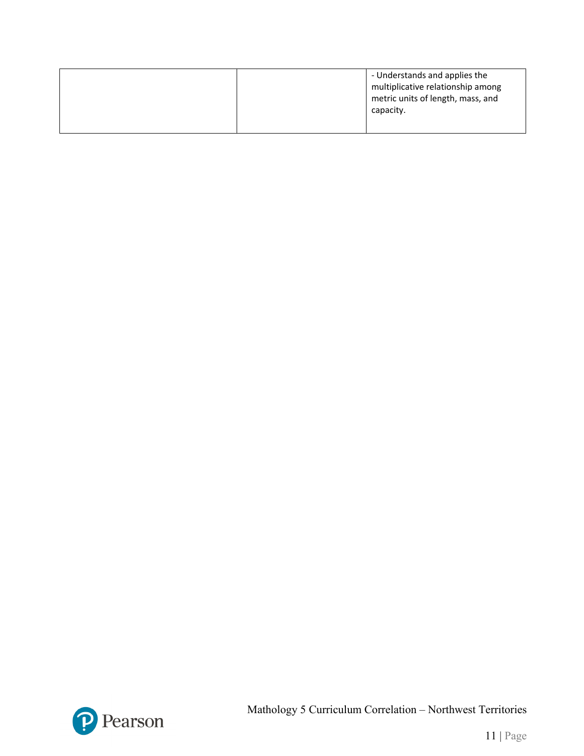|  |  | - Understands and applies the multiplicative relationship among metric units of length, mass, and capacity. |
|---|---|---|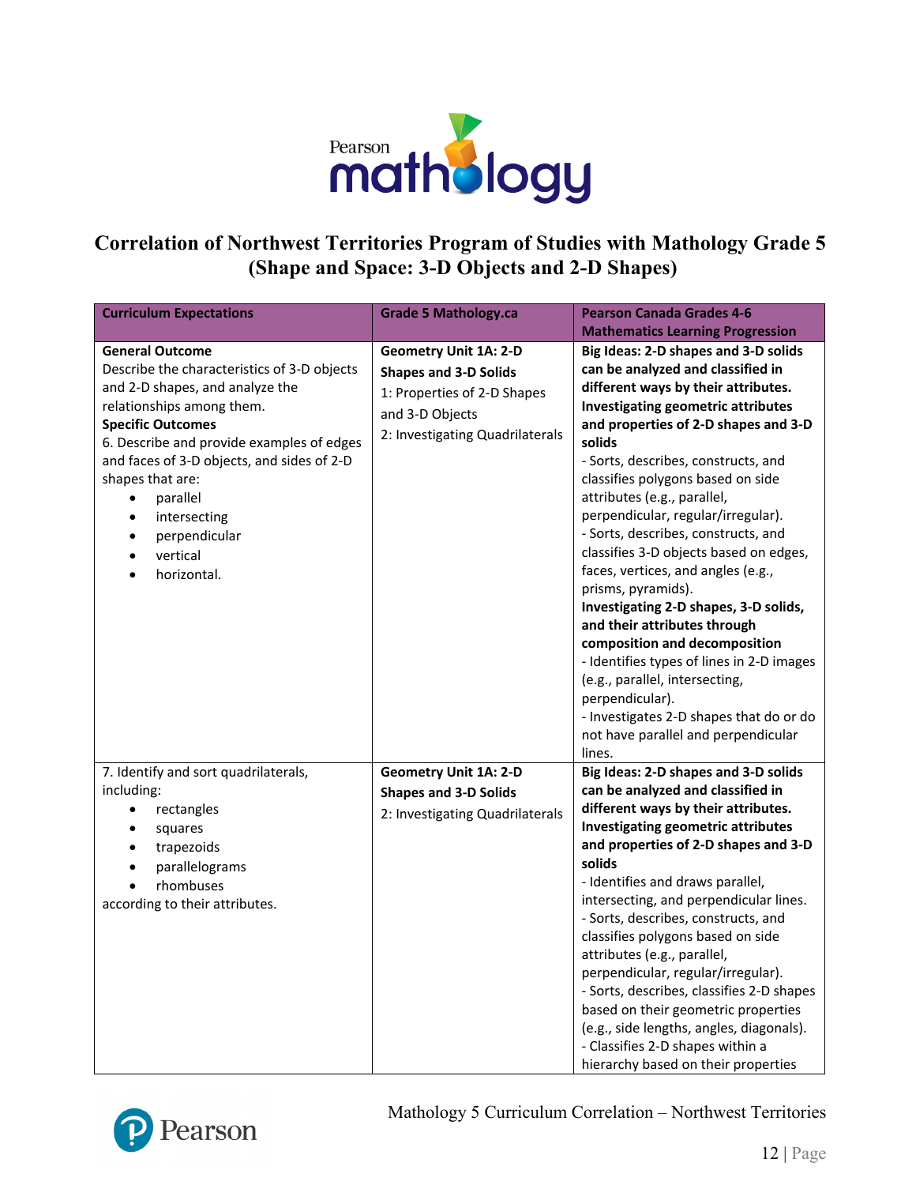# Correlation of Northwest Territories Program of Studies with Mathology Grade 5 (Shape and Space: 3-D Objects and 2-D Shapes)

| Curriculum Expectations | Grade 5 Mathology.ca | Pearson Canada Grades 4-6 Mathematics Learning Progression |
|---|---|---|
| **General Outcome**<br>Describe the characteristics of 3-D objects and 2-D shapes, and analyze the relationships among them.<br>**Specific Outcomes**<br>6. Describe and provide examples of edges and faces of 3-D objects, and sides of 2-D shapes that are:<br>• parallel<br>• intersecting<br>• perpendicular<br>• vertical<br>• horizontal. | **Geometry Unit 1A: 2-D Shapes and 3-D Solids**<br>1: Properties of 2-D Shapes and 3-D Objects<br>2: Investigating Quadrilaterals | **Big Ideas: 2-D shapes and 3-D solids can be analyzed and classified in different ways by their attributes.**<br>**Investigating geometric attributes and properties of 2-D shapes and 3-D solids**<br>- Sorts, describes, constructs, and classifies polygons based on side attributes (e.g., parallel, perpendicular, regular/irregular).<br>- Sorts, describes, constructs, and classifies 3-D objects based on edges, faces, vertices, and angles (e.g., prisms, pyramids).<br>**Investigating 2-D shapes, 3-D solids, and their attributes through composition and decomposition**<br>- Identifies types of lines in 2-D images (e.g., parallel, intersecting, perpendicular).<br>- Investigates 2-D shapes that do or do not have parallel and perpendicular lines. |
| 7. Identify and sort quadrilaterals, including:<br>• rectangles<br>• squares<br>• trapezoids<br>• parallelograms<br>• rhombuses<br>according to their attributes. | **Geometry Unit 1A: 2-D Shapes and 3-D Solids**<br>2: Investigating Quadrilaterals | **Big Ideas: 2-D shapes and 3-D solids can be analyzed and classified in different ways by their attributes.**<br>**Investigating geometric attributes and properties of 2-D shapes and 3-D solids**<br>- Identifies and draws parallel, intersecting, and perpendicular lines.<br>- Sorts, describes, constructs, and classifies polygons based on side attributes (e.g., parallel, perpendicular, regular/irregular).<br>- Sorts, describes, classifies 2-D shapes based on their geometric properties (e.g., side lengths, angles, diagonals).<br>- Classifies 2-D shapes within a hierarchy based on their properties |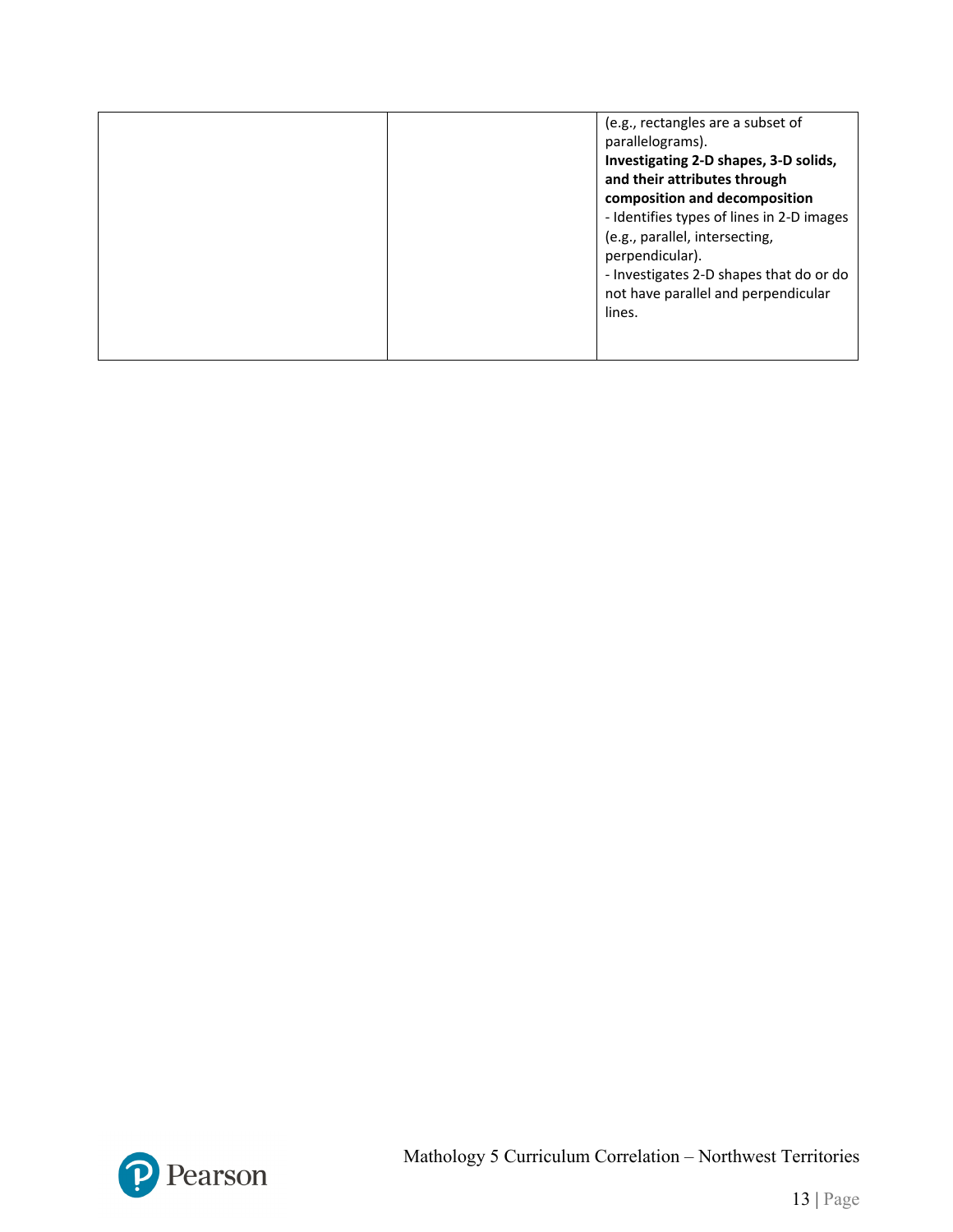| | | |
|---|---|---|
| | | (e.g., rectangles are a subset of parallelograms).<br>**Investigating 2-D shapes, 3-D solids, and their attributes through composition and decomposition**<br>- Identifies types of lines in 2-D images (e.g., parallel, intersecting, perpendicular).<br>- Investigates 2-D shapes that do or do not have parallel and perpendicular lines. |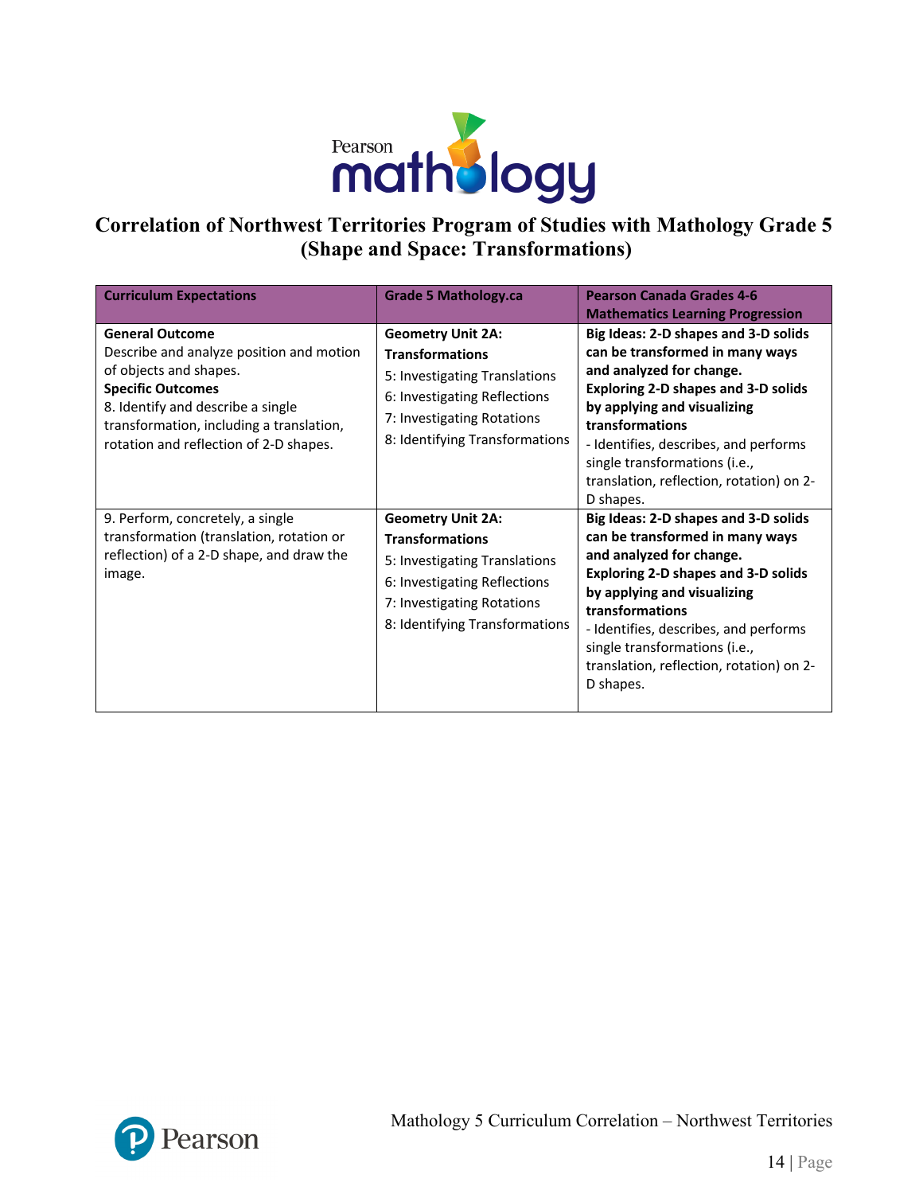# Correlation of Northwest Territories Program of Studies with Mathology Grade 5 (Shape and Space: Transformations)

| Curriculum Expectations | Grade 5 Mathology.ca | Pearson Canada Grades 4-6 Mathematics Learning Progression |
|---|---|---|
| **General Outcome**<br>Describe and analyze position and motion of objects and shapes.<br>**Specific Outcomes**<br>8. Identify and describe a single transformation, including a translation, rotation and reflection of 2-D shapes. | **Geometry Unit 2A: Transformations**<br>5: Investigating Translations<br>6: Investigating Reflections<br>7: Investigating Rotations<br>8: Identifying Transformations | **Big Ideas: 2-D shapes and 3-D solids can be transformed in many ways and analyzed for change.**<br>**Exploring 2-D shapes and 3-D solids by applying and visualizing transformations**<br>- Identifies, describes, and performs single transformations (i.e., translation, reflection, rotation) on 2-D shapes. |
| 9. Perform, concretely, a single transformation (translation, rotation or reflection) of a 2-D shape, and draw the image. | **Geometry Unit 2A: Transformations**<br>5: Investigating Translations<br>6: Investigating Reflections<br>7: Investigating Rotations<br>8: Identifying Transformations | **Big Ideas: 2-D shapes and 3-D solids can be transformed in many ways and analyzed for change.**<br>**Exploring 2-D shapes and 3-D solids by applying and visualizing transformations**<br>- Identifies, describes, and performs single transformations (i.e., translation, reflection, rotation) on 2-D shapes. |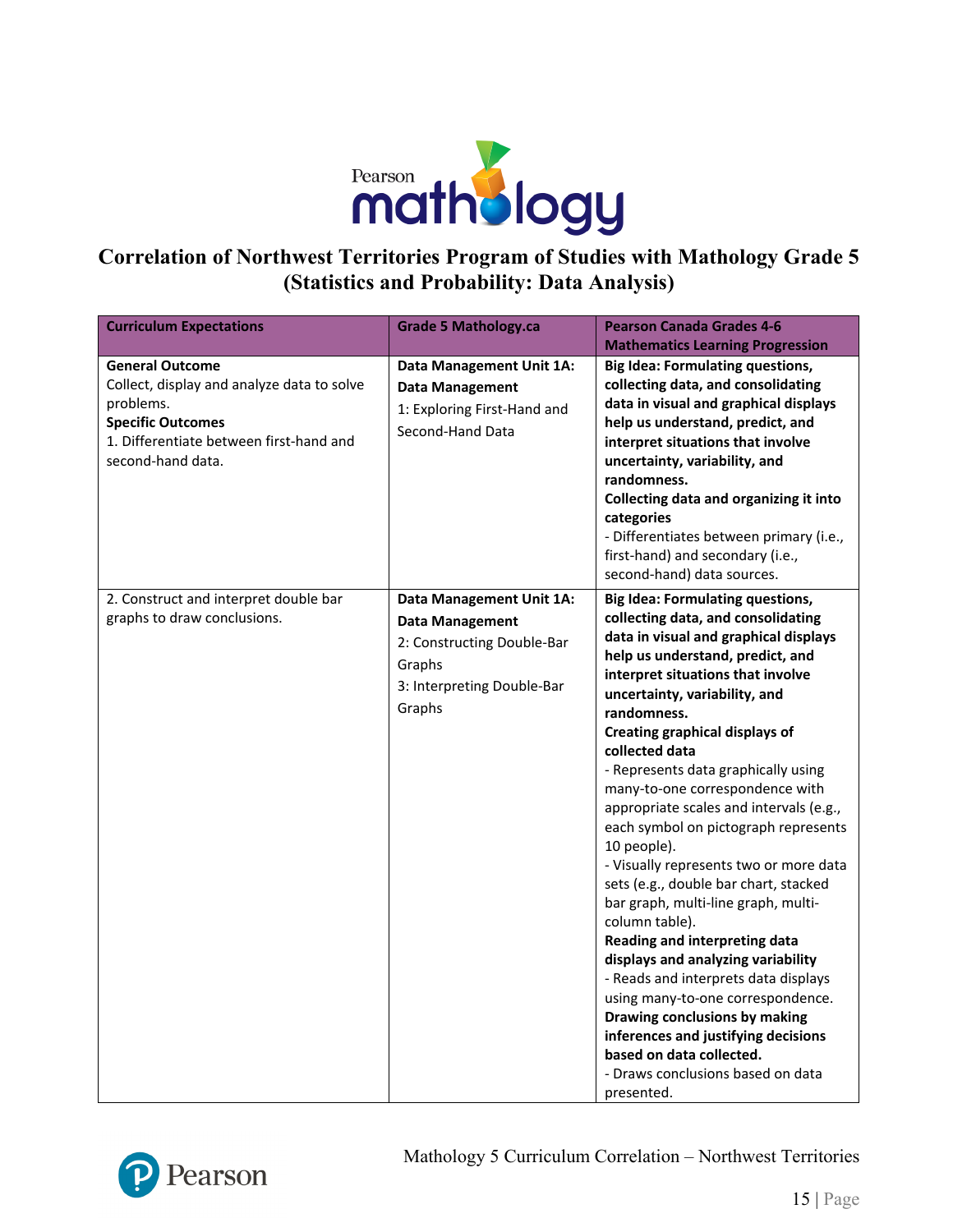# Correlation of Northwest Territories Program of Studies with Mathology Grade 5 (Statistics and Probability: Data Analysis)

| Curriculum Expectations | Grade 5 Mathology.ca | Pearson Canada Grades 4-6 Mathematics Learning Progression |
|---|---|---|
| **General Outcome**<br>Collect, display and analyze data to solve problems.<br>**Specific Outcomes**<br>1. Differentiate between first-hand and second-hand data. | **Data Management Unit 1A: Data Management**<br>1: Exploring First-Hand and Second-Hand Data | **Big Idea: Formulating questions, collecting data, and consolidating data in visual and graphical displays help us understand, predict, and interpret situations that involve uncertainty, variability, and randomness.**<br>**Collecting data and organizing it into categories**<br>- Differentiates between primary (i.e., first-hand) and secondary (i.e., second-hand) data sources. |
| 2. Construct and interpret double bar graphs to draw conclusions. | **Data Management Unit 1A: Data Management**<br>2: Constructing Double-Bar Graphs<br>3: Interpreting Double-Bar Graphs | **Big Idea: Formulating questions, collecting data, and consolidating data in visual and graphical displays help us understand, predict, and interpret situations that involve uncertainty, variability, and randomness.**<br>**Creating graphical displays of collected data**<br>- Represents data graphically using many-to-one correspondence with appropriate scales and intervals (e.g., each symbol on pictograph represents 10 people).<br>- Visually represents two or more data sets (e.g., double bar chart, stacked bar graph, multi-line graph, multi-column table).<br>**Reading and interpreting data displays and analyzing variability**<br>- Reads and interprets data displays using many-to-one correspondence.<br>**Drawing conclusions by making inferences and justifying decisions based on data collected.**<br>- Draws conclusions based on data presented. |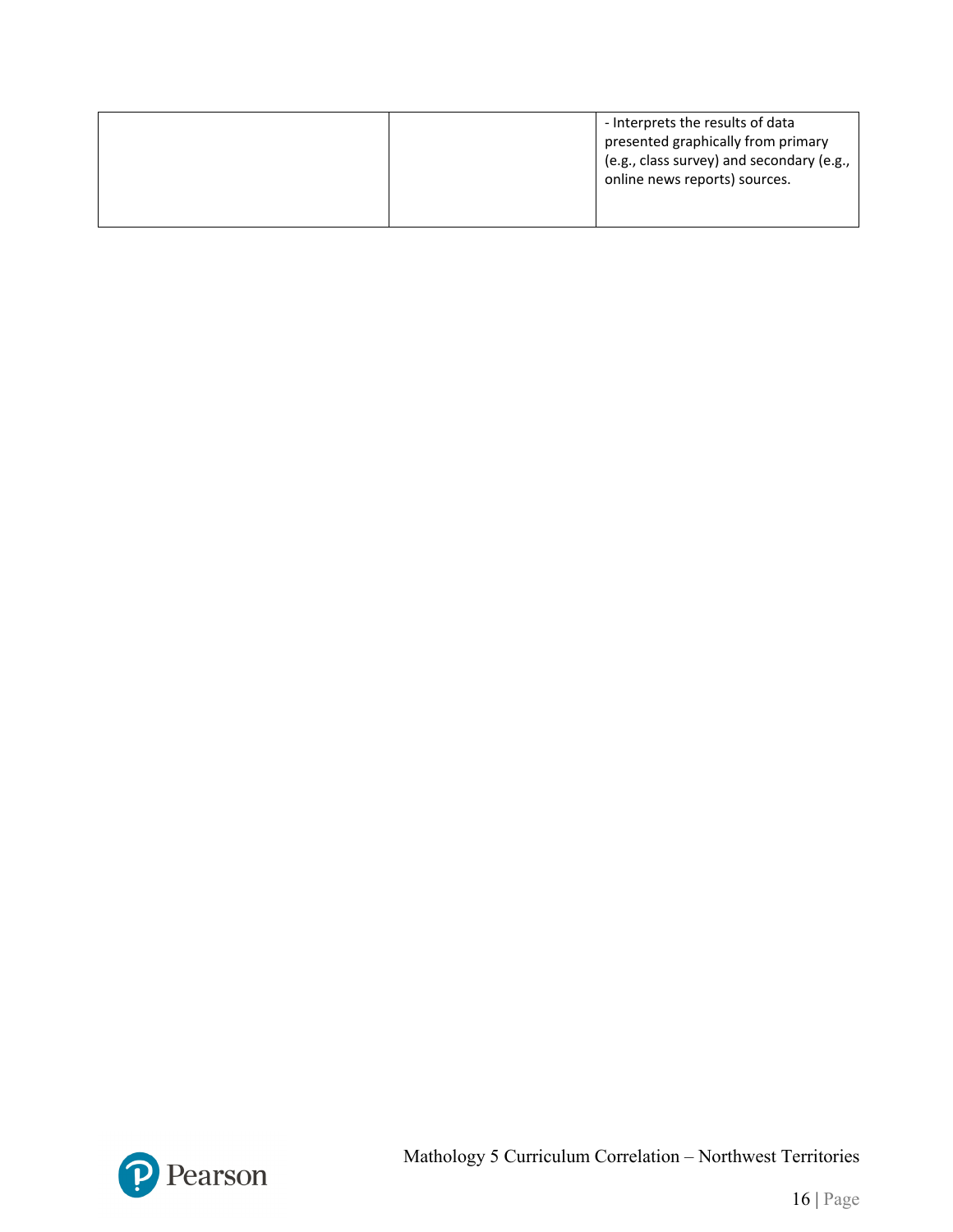| | | |
|---|---|---|
| | | - Interprets the results of data presented graphically from primary (e.g., class survey) and secondary (e.g., online news reports) sources. |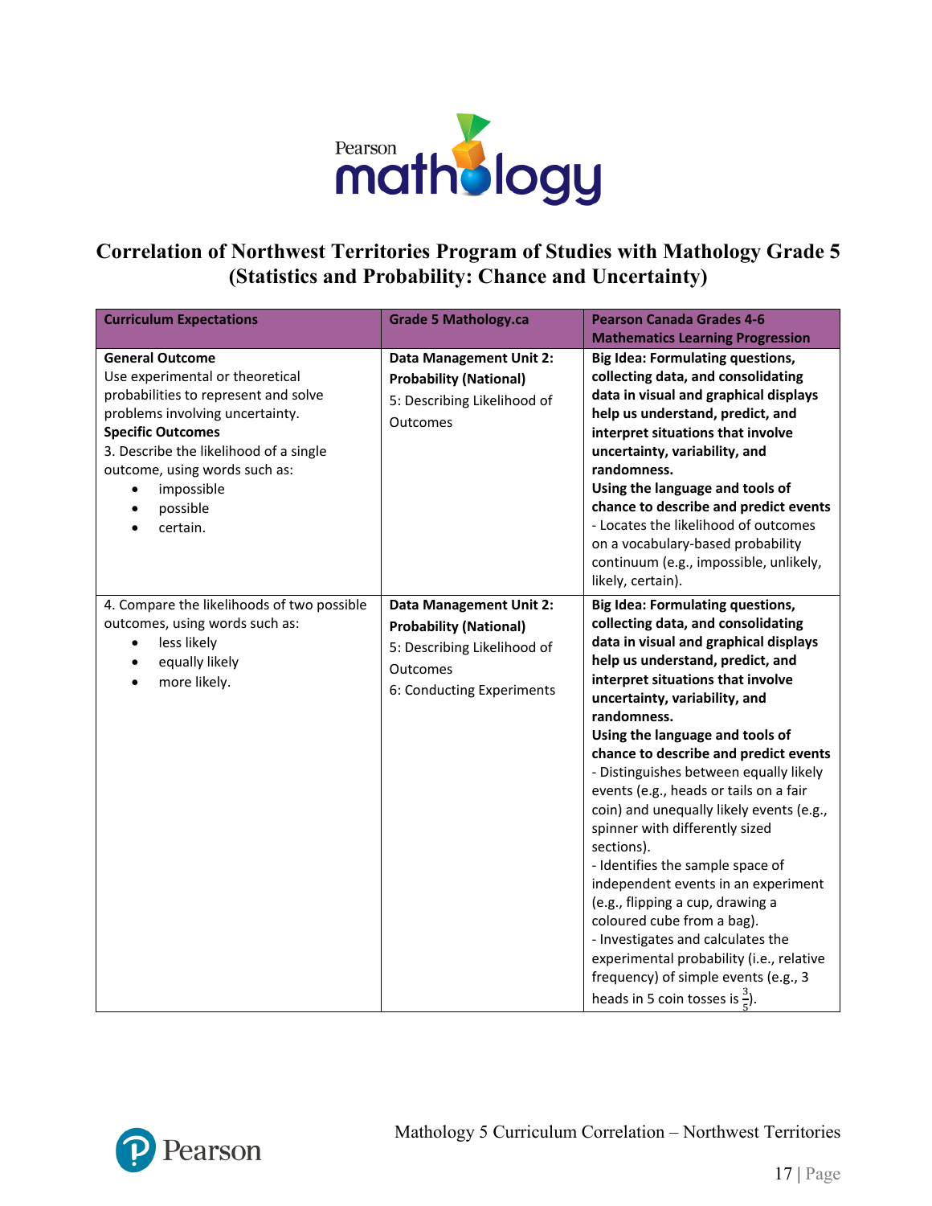# Correlation of Northwest Territories Program of Studies with Mathology Grade 5 (Statistics and Probability: Chance and Uncertainty)

| Curriculum Expectations | Grade 5 Mathology.ca | Pearson Canada Grades 4-6 Mathematics Learning Progression |
|---|---|---|
| **General Outcome**<br>Use experimental or theoretical probabilities to represent and solve problems involving uncertainty.<br>**Specific Outcomes**<br>3. Describe the likelihood of a single outcome, using words such as:<br>• impossible<br>• possible<br>• certain. | **Data Management Unit 2: Probability (National)**<br>5: Describing Likelihood of Outcomes | **Big Idea: Formulating questions, collecting data, and consolidating data in visual and graphical displays help us understand, predict, and interpret situations that involve uncertainty, variability, and randomness.**<br>**Using the language and tools of chance to describe and predict events**<br>- Locates the likelihood of outcomes on a vocabulary-based probability continuum (e.g., impossible, unlikely, likely, certain). |
| 4. Compare the likelihoods of two possible outcomes, using words such as:<br>• less likely<br>• equally likely<br>• more likely. | **Data Management Unit 2: Probability (National)**<br>5: Describing Likelihood of Outcomes<br>6: Conducting Experiments | **Big Idea: Formulating questions, collecting data, and consolidating data in visual and graphical displays help us understand, predict, and interpret situations that involve uncertainty, variability, and randomness.**<br>**Using the language and tools of chance to describe and predict events**<br>- Distinguishes between equally likely events (e.g., heads or tails on a fair coin) and unequally likely events (e.g., spinner with differently sized sections).<br>- Identifies the sample space of independent events in an experiment (e.g., flipping a cup, drawing a coloured cube from a bag).<br>- Investigates and calculates the experimental probability (i.e., relative frequency) of simple events (e.g., 3 heads in 5 coin tosses is $\frac{3}{5}$). |